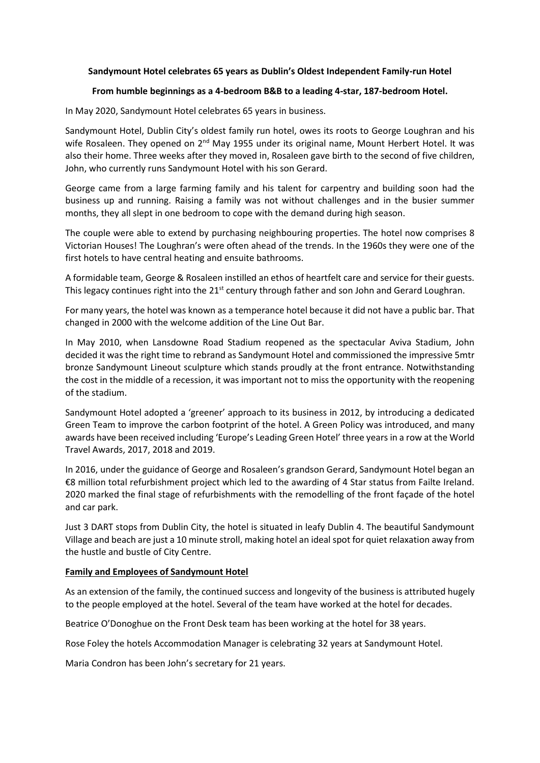**Sandymount Hotel celebrates 65 years as Dublin's Oldest Independent Family-run Hotel**

**From humble beginnings as a 4-bedroom B&B to a leading 4-star, 187-bedroom Hotel.**

In May 2020, Sandymount Hotel celebrates 65 years in business.

Sandymount Hotel, Dublin City's oldest family run hotel, owes its roots to George Loughran and his wife Rosaleen. They opened on 2nd May 1955 under its original name, Mount Herbert Hotel. It was also their home. Three weeks after they moved in, Rosaleen gave birth to the second of five children, John, who currently runs Sandymount Hotel with his son Gerard.

George came from a large farming family and his talent for carpentry and building soon had the business up and running. Raising a family was not without challenges and in the busier summer months, they all slept in one bedroom to cope with the demand during high season.

The couple were able to extend by purchasing neighbouring properties. The hotel now comprises 8 Victorian Houses! The Loughran's were often ahead of the trends. In the 1960s they were one of the first hotels to have central heating and ensuite bathrooms.

A formidable team, George & Rosaleen instilled an ethos of heartfelt care and service for their guests. This legacy continues right into the 21st century through father and son John and Gerard Loughran.

For many years, the hotel was known as a temperance hotel because it did not have a public bar. That changed in 2000 with the welcome addition of the Line Out Bar.

In May 2010, when Lansdowne Road Stadium reopened as the spectacular Aviva Stadium, John decided it was the right time to rebrand as Sandymount Hotel and commissioned the impressive 5mtr bronze Sandymount Lineout sculpture which stands proudly at the front entrance. Notwithstanding the cost in the middle of a recession, it was important not to miss the opportunity with the reopening of the stadium.

Sandymount Hotel adopted a 'greener' approach to its business in 2012, by introducing a dedicated Green Team to improve the carbon footprint of the hotel. A Green Policy was introduced, and many awards have been received including 'Europe's Leading Green Hotel' three years in a row at the World Travel Awards, 2017, 2018 and 2019.

In 2016, under the guidance of George and Rosaleen's grandson Gerard, Sandymount Hotel began an €8 million total refurbishment project which led to the awarding of 4 Star status from Failte Ireland. 2020 marked the final stage of refurbishments with the remodelling of the front façade of the hotel and car park.

Just 3 DART stops from Dublin City, the hotel is situated in leafy Dublin 4. The beautiful Sandymount Village and beach are just a 10 minute stroll, making hotel an ideal spot for quiet relaxation away from the hustle and bustle of City Centre.

## Family and Employees of Sandymount Hotel

As an extension of the family, the continued success and longevity of the business is attributed hugely to the people employed at the hotel. Several of the team have worked at the hotel for decades.

Beatrice O'Donoghue on the Front Desk team has been working at the hotel for 38 years.

Rose Foley the hotels Accommodation Manager is celebrating 32 years at Sandymount Hotel.

Maria Condron has been John's secretary for 21 years.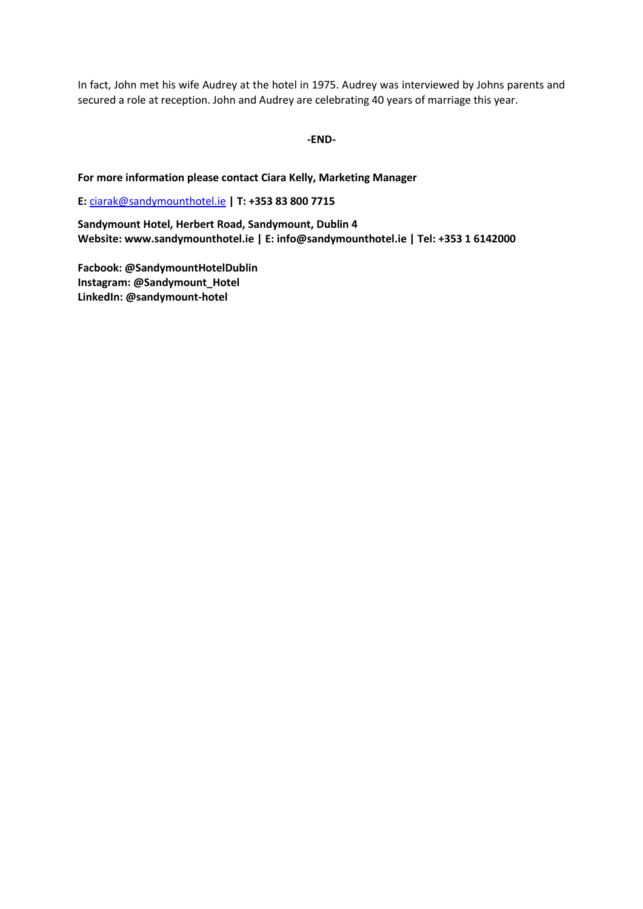In fact, John met his wife Audrey at the hotel in 1975. Audrey was interviewed by Johns parents and secured a role at reception. John and Audrey are celebrating 40 years of marriage this year.

**-END-**

**For more information please contact Ciara Kelly, Marketing Manager**

**E:** ciarak@sandymounthotel.ie **| T: +353 83 800 7715**

**Sandymount Hotel, Herbert Road, Sandymount, Dublin 4**
**Website: www.sandymounthotel.ie | E: info@sandymounthotel.ie | Tel: +353 1 6142000**

**Facbook: @SandymountHotelDublin**
**Instagram: @Sandymount_Hotel**
**LinkedIn: @sandymount-hotel**